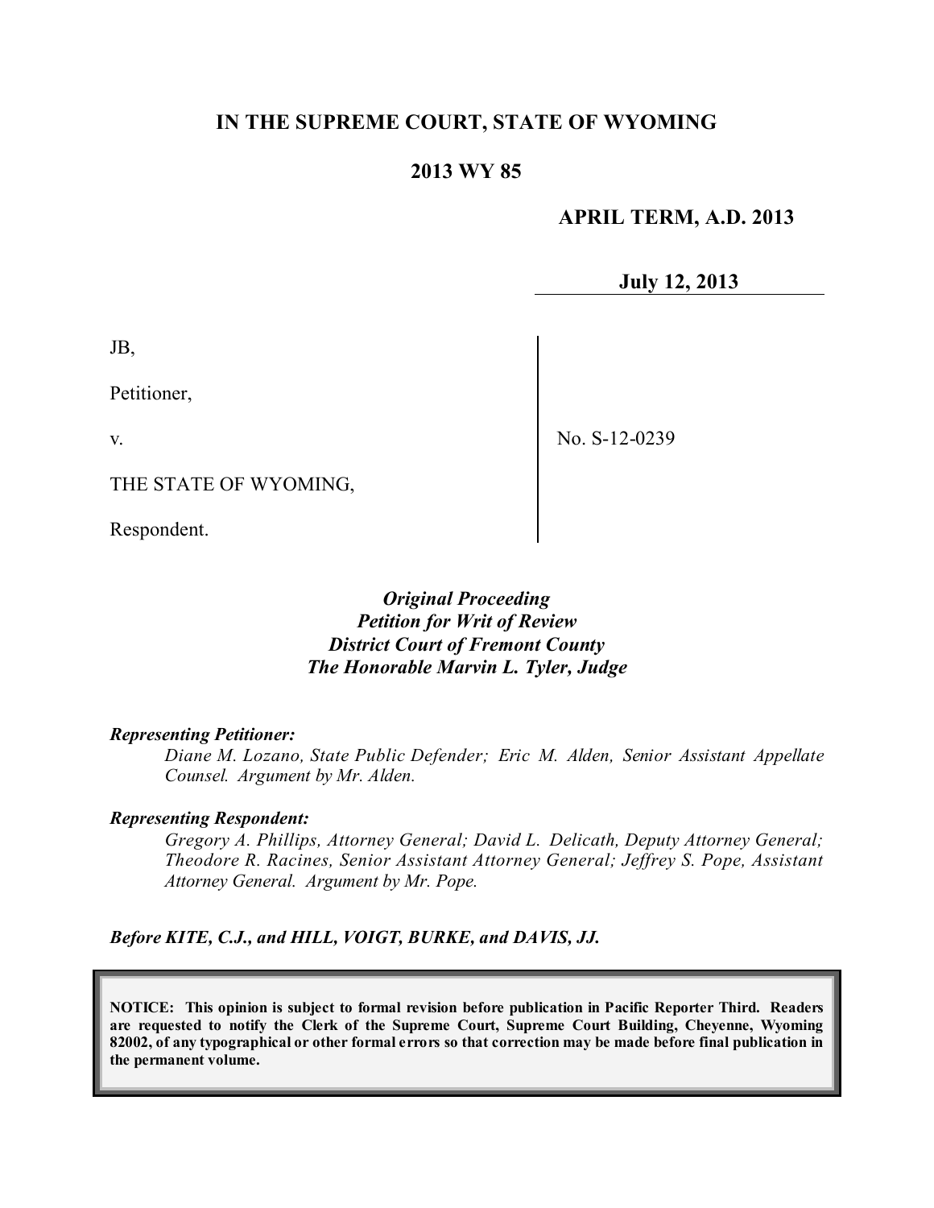**IN THE SUPREME COURT, STATE OF WYOMING**

**2013 WY 85**

**APRIL TERM, A.D. 2013**

**July 12, 2013**

JB,

Petitioner,

v.

THE STATE OF WYOMING,

Respondent.

No. S-12-0239

*Original Proceeding*
*Petition for Writ of Review*
*District Court of Fremont County*
*The Honorable Marvin L. Tyler, Judge*

***Representing Petitioner:***

*Diane M. Lozano, State Public Defender; Eric M. Alden, Senior Assistant Appellate Counsel. Argument by Mr. Alden.*

***Representing Respondent:***

*Gregory A. Phillips, Attorney General; David L. Delicath, Deputy Attorney General; Theodore R. Racines, Senior Assistant Attorney General; Jeffrey S. Pope, Assistant Attorney General. Argument by Mr. Pope.*

***Before KITE, C.J., and HILL, VOIGT, BURKE, and DAVIS, JJ.***

**NOTICE: This opinion is subject to formal revision before publication in Pacific Reporter Third. Readers are requested to notify the Clerk of the Supreme Court, Supreme Court Building, Cheyenne, Wyoming 82002, of any typographical or other formal errors so that correction may be made before final publication in the permanent volume.**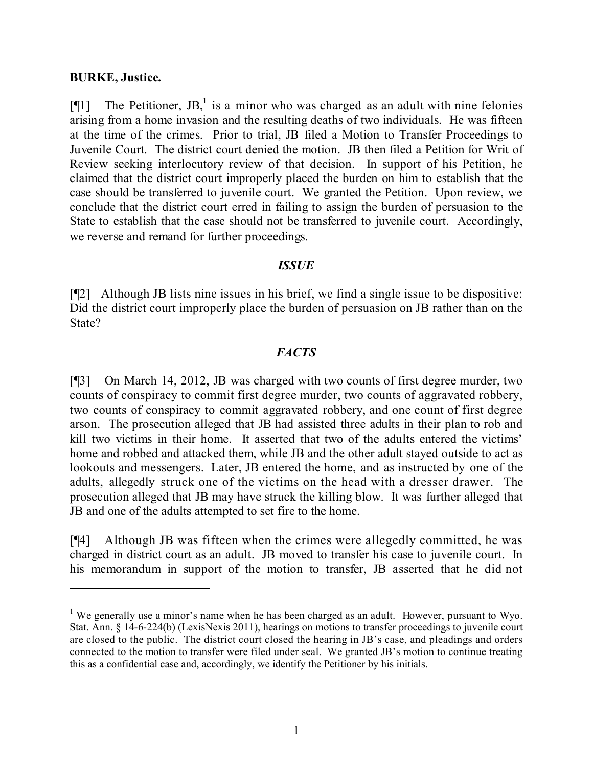**BURKE, Justice.**

[¶1] The Petitioner, JB,[1] is a minor who was charged as an adult with nine felonies arising from a home invasion and the resulting deaths of two individuals. He was fifteen at the time of the crimes. Prior to trial, JB filed a Motion to Transfer Proceedings to Juvenile Court. The district court denied the motion. JB then filed a Petition for Writ of Review seeking interlocutory review of that decision. In support of his Petition, he claimed that the district court improperly placed the burden on him to establish that the case should be transferred to juvenile court. We granted the Petition. Upon review, we conclude that the district court erred in failing to assign the burden of persuasion to the State to establish that the case should not be transferred to juvenile court. Accordingly, we reverse and remand for further proceedings.

### *ISSUE*

[¶2] Although JB lists nine issues in his brief, we find a single issue to be dispositive: Did the district court improperly place the burden of persuasion on JB rather than on the State?

### *FACTS*

[¶3] On March 14, 2012, JB was charged with two counts of first degree murder, two counts of conspiracy to commit first degree murder, two counts of aggravated robbery, two counts of conspiracy to commit aggravated robbery, and one count of first degree arson. The prosecution alleged that JB had assisted three adults in their plan to rob and kill two victims in their home. It asserted that two of the adults entered the victims' home and robbed and attacked them, while JB and the other adult stayed outside to act as lookouts and messengers. Later, JB entered the home, and as instructed by one of the adults, allegedly struck one of the victims on the head with a dresser drawer. The prosecution alleged that JB may have struck the killing blow. It was further alleged that JB and one of the adults attempted to set fire to the home.

[¶4] Although JB was fifteen when the crimes were allegedly committed, he was charged in district court as an adult. JB moved to transfer his case to juvenile court. In his memorandum in support of the motion to transfer, JB asserted that he did not

---

[1] We generally use a minor's name when he has been charged as an adult. However, pursuant to Wyo. Stat. Ann. § 14-6-224(b) (LexisNexis 2011), hearings on motions to transfer proceedings to juvenile court are closed to the public. The district court closed the hearing in JB's case, and pleadings and orders connected to the motion to transfer were filed under seal. We granted JB's motion to continue treating this as a confidential case and, accordingly, we identify the Petitioner by his initials.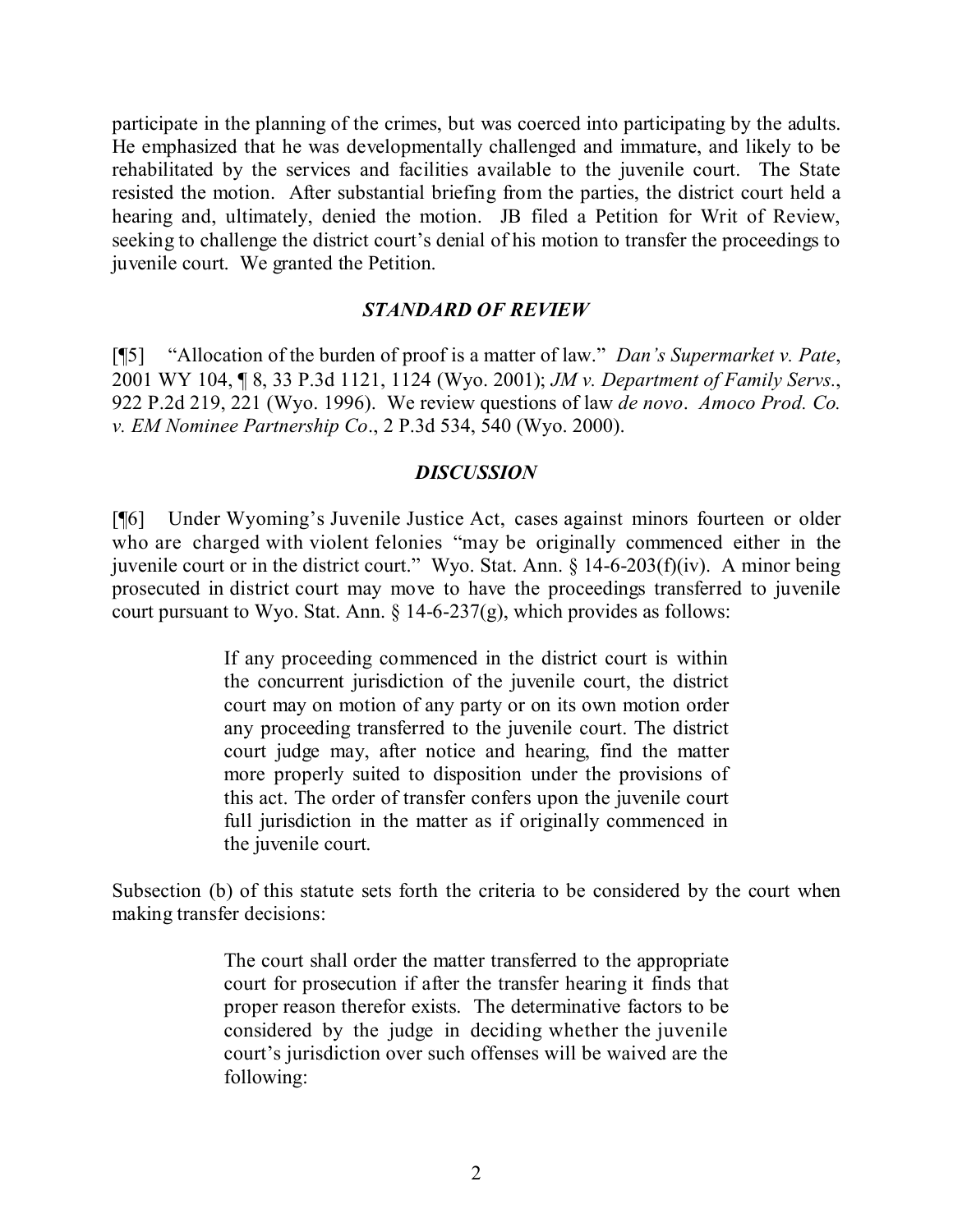participate in the planning of the crimes, but was coerced into participating by the adults. He emphasized that he was developmentally challenged and immature, and likely to be rehabilitated by the services and facilities available to the juvenile court. The State resisted the motion. After substantial briefing from the parties, the district court held a hearing and, ultimately, denied the motion. JB filed a Petition for Writ of Review, seeking to challenge the district court's denial of his motion to transfer the proceedings to juvenile court. We granted the Petition.

### *STANDARD OF REVIEW*

[¶5] "Allocation of the burden of proof is a matter of law." *Dan's Supermarket v. Pate*, 2001 WY 104, ¶ 8, 33 P.3d 1121, 1124 (Wyo. 2001); *JM v. Department of Family Servs.*, 922 P.2d 219, 221 (Wyo. 1996). We review questions of law *de novo*. *Amoco Prod. Co. v. EM Nominee Partnership Co*., 2 P.3d 534, 540 (Wyo. 2000).

### *DISCUSSION*

[¶6] Under Wyoming's Juvenile Justice Act, cases against minors fourteen or older who are charged with violent felonies "may be originally commenced either in the juvenile court or in the district court." Wyo. Stat. Ann. § 14-6-203(f)(iv). A minor being prosecuted in district court may move to have the proceedings transferred to juvenile court pursuant to Wyo. Stat. Ann. § 14-6-237(g), which provides as follows:

> If any proceeding commenced in the district court is within the concurrent jurisdiction of the juvenile court, the district court may on motion of any party or on its own motion order any proceeding transferred to the juvenile court. The district court judge may, after notice and hearing, find the matter more properly suited to disposition under the provisions of this act. The order of transfer confers upon the juvenile court full jurisdiction in the matter as if originally commenced in the juvenile court.

Subsection (b) of this statute sets forth the criteria to be considered by the court when making transfer decisions:

> The court shall order the matter transferred to the appropriate court for prosecution if after the transfer hearing it finds that proper reason therefor exists. The determinative factors to be considered by the judge in deciding whether the juvenile court's jurisdiction over such offenses will be waived are the following: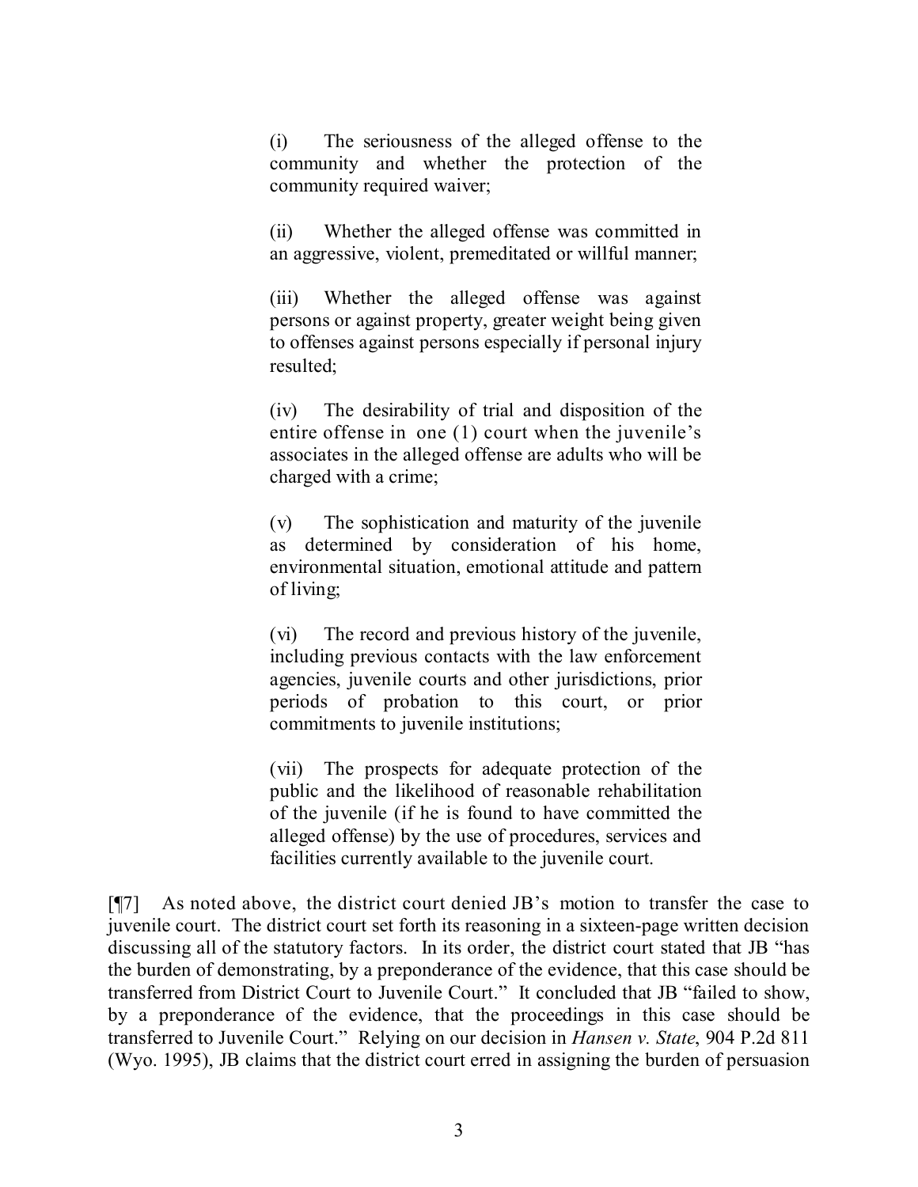> (i) The seriousness of the alleged offense to the community and whether the protection of the community required waiver;
>
> (ii) Whether the alleged offense was committed in an aggressive, violent, premeditated or willful manner;
>
> (iii) Whether the alleged offense was against persons or against property, greater weight being given to offenses against persons especially if personal injury resulted;
>
> (iv) The desirability of trial and disposition of the entire offense in one (1) court when the juvenile's associates in the alleged offense are adults who will be charged with a crime;
>
> (v) The sophistication and maturity of the juvenile as determined by consideration of his home, environmental situation, emotional attitude and pattern of living;
>
> (vi) The record and previous history of the juvenile, including previous contacts with the law enforcement agencies, juvenile courts and other jurisdictions, prior periods of probation to this court, or prior commitments to juvenile institutions;
>
> (vii) The prospects for adequate protection of the public and the likelihood of reasonable rehabilitation of the juvenile (if he is found to have committed the alleged offense) by the use of procedures, services and facilities currently available to the juvenile court.

[¶7] As noted above, the district court denied JB's motion to transfer the case to juvenile court. The district court set forth its reasoning in a sixteen-page written decision discussing all of the statutory factors. In its order, the district court stated that JB "has the burden of demonstrating, by a preponderance of the evidence, that this case should be transferred from District Court to Juvenile Court." It concluded that JB "failed to show, by a preponderance of the evidence, that the proceedings in this case should be transferred to Juvenile Court." Relying on our decision in *Hansen v. State*, 904 P.2d 811 (Wyo. 1995), JB claims that the district court erred in assigning the burden of persuasion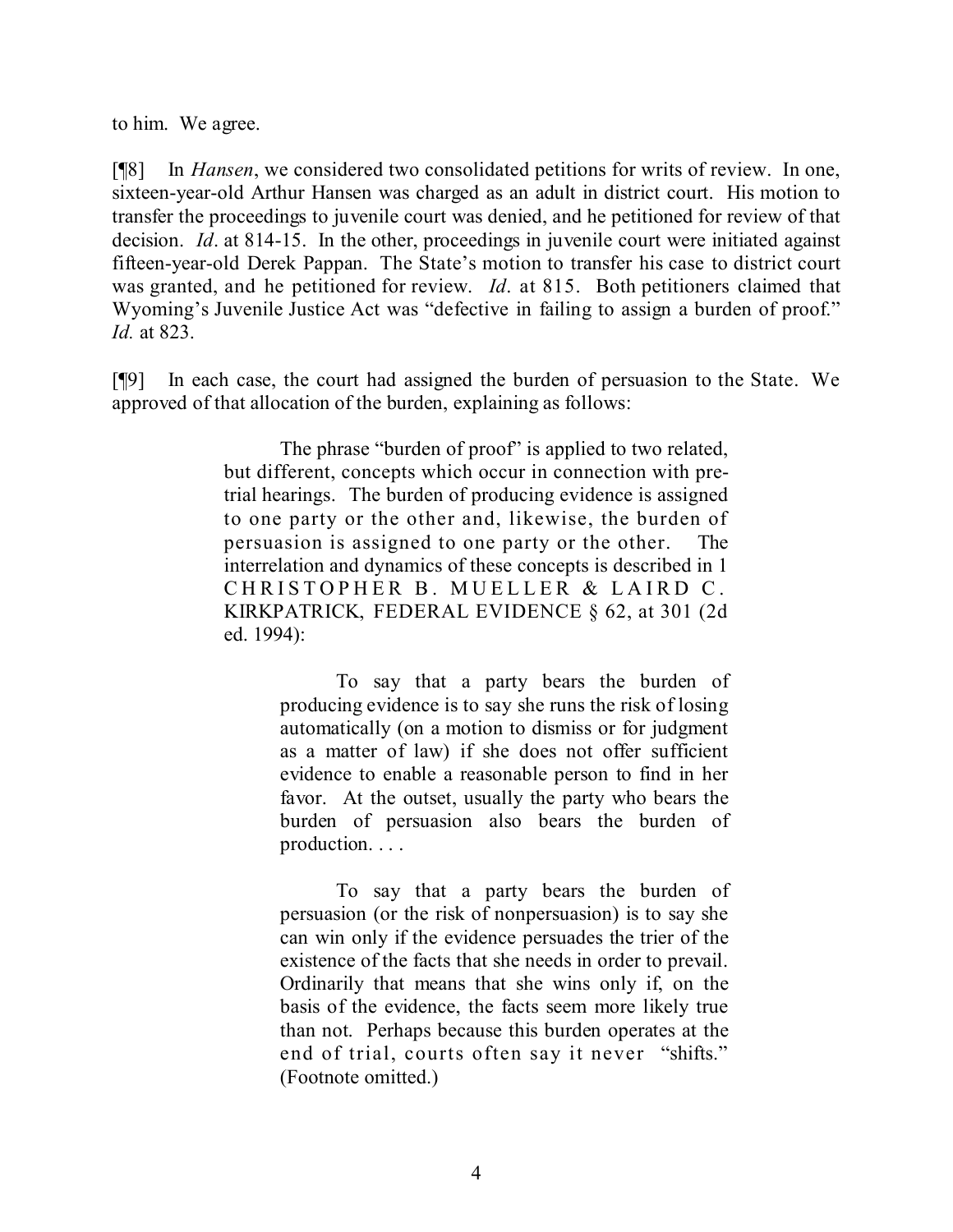to him. We agree.

[¶8] In *Hansen*, we considered two consolidated petitions for writs of review. In one, sixteen-year-old Arthur Hansen was charged as an adult in district court. His motion to transfer the proceedings to juvenile court was denied, and he petitioned for review of that decision. *Id*. at 814-15. In the other, proceedings in juvenile court were initiated against fifteen-year-old Derek Pappan. The State's motion to transfer his case to district court was granted, and he petitioned for review. *Id*. at 815. Both petitioners claimed that Wyoming's Juvenile Justice Act was "defective in failing to assign a burden of proof." *Id.* at 823.

[¶9] In each case, the court had assigned the burden of persuasion to the State. We approved of that allocation of the burden, explaining as follows:

> The phrase "burden of proof" is applied to two related, but different, concepts which occur in connection with pre-trial hearings. The burden of producing evidence is assigned to one party or the other and, likewise, the burden of persuasion is assigned to one party or the other. The interrelation and dynamics of these concepts is described in 1 CHRISTOPHER B. MUELLER & LAIRD C. KIRKPATRICK, FEDERAL EVIDENCE § 62, at 301 (2d ed. 1994):
>
>> To say that a party bears the burden of producing evidence is to say she runs the risk of losing automatically (on a motion to dismiss or for judgment as a matter of law) if she does not offer sufficient evidence to enable a reasonable person to find in her favor. At the outset, usually the party who bears the burden of persuasion also bears the burden of production. . . .
>>
>> To say that a party bears the burden of persuasion (or the risk of nonpersuasion) is to say she can win only if the evidence persuades the trier of the existence of the facts that she needs in order to prevail. Ordinarily that means that she wins only if, on the basis of the evidence, the facts seem more likely true than not. Perhaps because this burden operates at the end of trial, courts often say it never "shifts." (Footnote omitted.)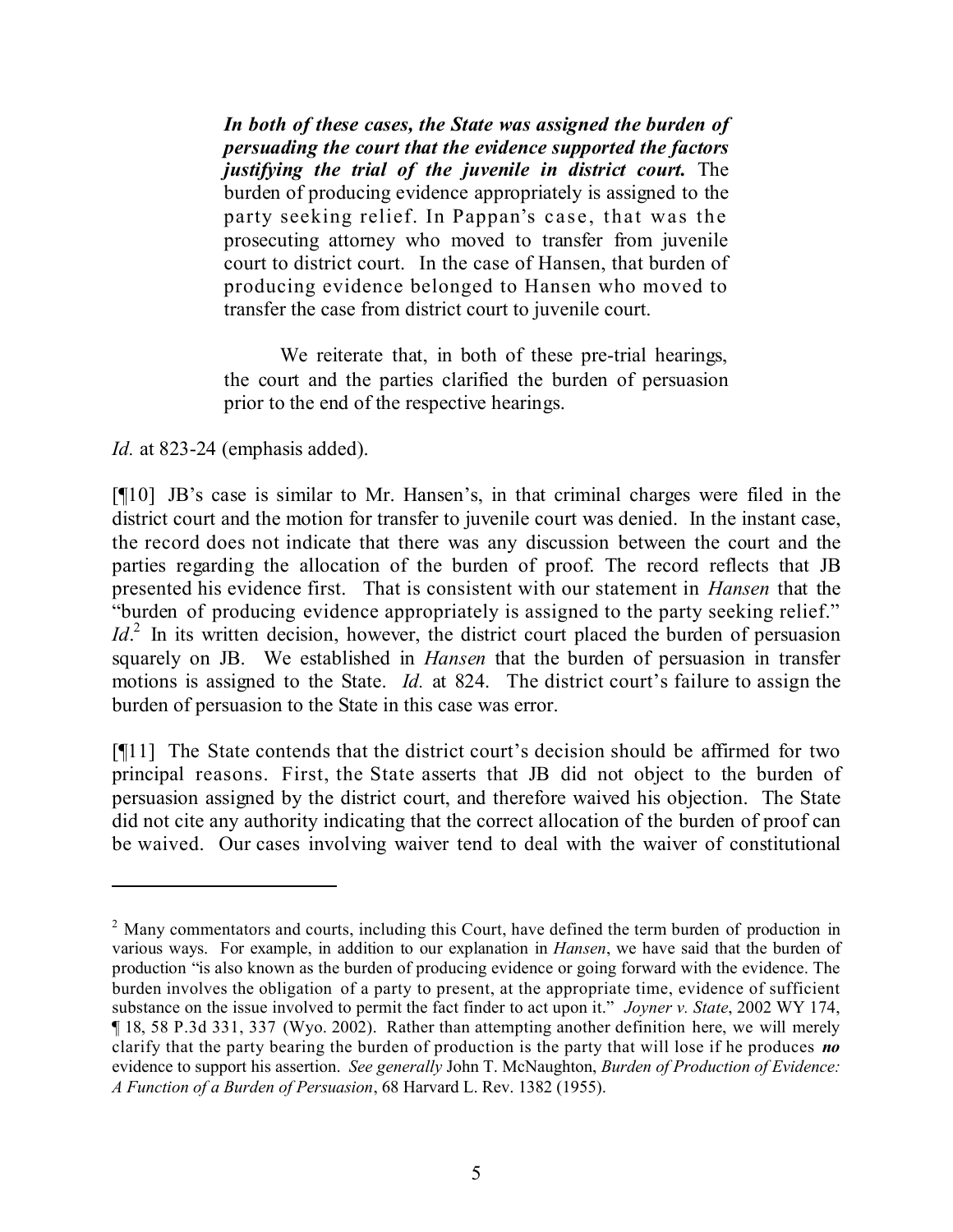> ***In both of these cases, the State was assigned the burden of persuading the court that the evidence supported the factors justifying the trial of the juvenile in district court.*** The burden of producing evidence appropriately is assigned to the party seeking relief. In Pappan's case, that was the prosecuting attorney who moved to transfer from juvenile court to district court. In the case of Hansen, that burden of producing evidence belonged to Hansen who moved to transfer the case from district court to juvenile court.
>
> We reiterate that, in both of these pre-trial hearings, the court and the parties clarified the burden of persuasion prior to the end of the respective hearings.

*Id.* at 823-24 (emphasis added).

[¶10] JB's case is similar to Mr. Hansen's, in that criminal charges were filed in the district court and the motion for transfer to juvenile court was denied. In the instant case, the record does not indicate that there was any discussion between the court and the parties regarding the allocation of the burden of proof. The record reflects that JB presented his evidence first. That is consistent with our statement in *Hansen* that the "burden of producing evidence appropriately is assigned to the party seeking relief." *Id*.[2] In its written decision, however, the district court placed the burden of persuasion squarely on JB. We established in *Hansen* that the burden of persuasion in transfer motions is assigned to the State. *Id.* at 824. The district court's failure to assign the burden of persuasion to the State in this case was error.

[¶11] The State contends that the district court's decision should be affirmed for two principal reasons. First, the State asserts that JB did not object to the burden of persuasion assigned by the district court, and therefore waived his objection. The State did not cite any authority indicating that the correct allocation of the burden of proof can be waived. Our cases involving waiver tend to deal with the waiver of constitutional

---

[2] Many commentators and courts, including this Court, have defined the term burden of production in various ways. For example, in addition to our explanation in *Hansen*, we have said that the burden of production "is also known as the burden of producing evidence or going forward with the evidence. The burden involves the obligation of a party to present, at the appropriate time, evidence of sufficient substance on the issue involved to permit the fact finder to act upon it." *Joyner v. State*, 2002 WY 174, ¶ 18, 58 P.3d 331, 337 (Wyo. 2002). Rather than attempting another definition here, we will merely clarify that the party bearing the burden of production is the party that will lose if he produces ***no*** evidence to support his assertion. *See generally* John T. McNaughton, *Burden of Production of Evidence: A Function of a Burden of Persuasion*, 68 Harvard L. Rev. 1382 (1955).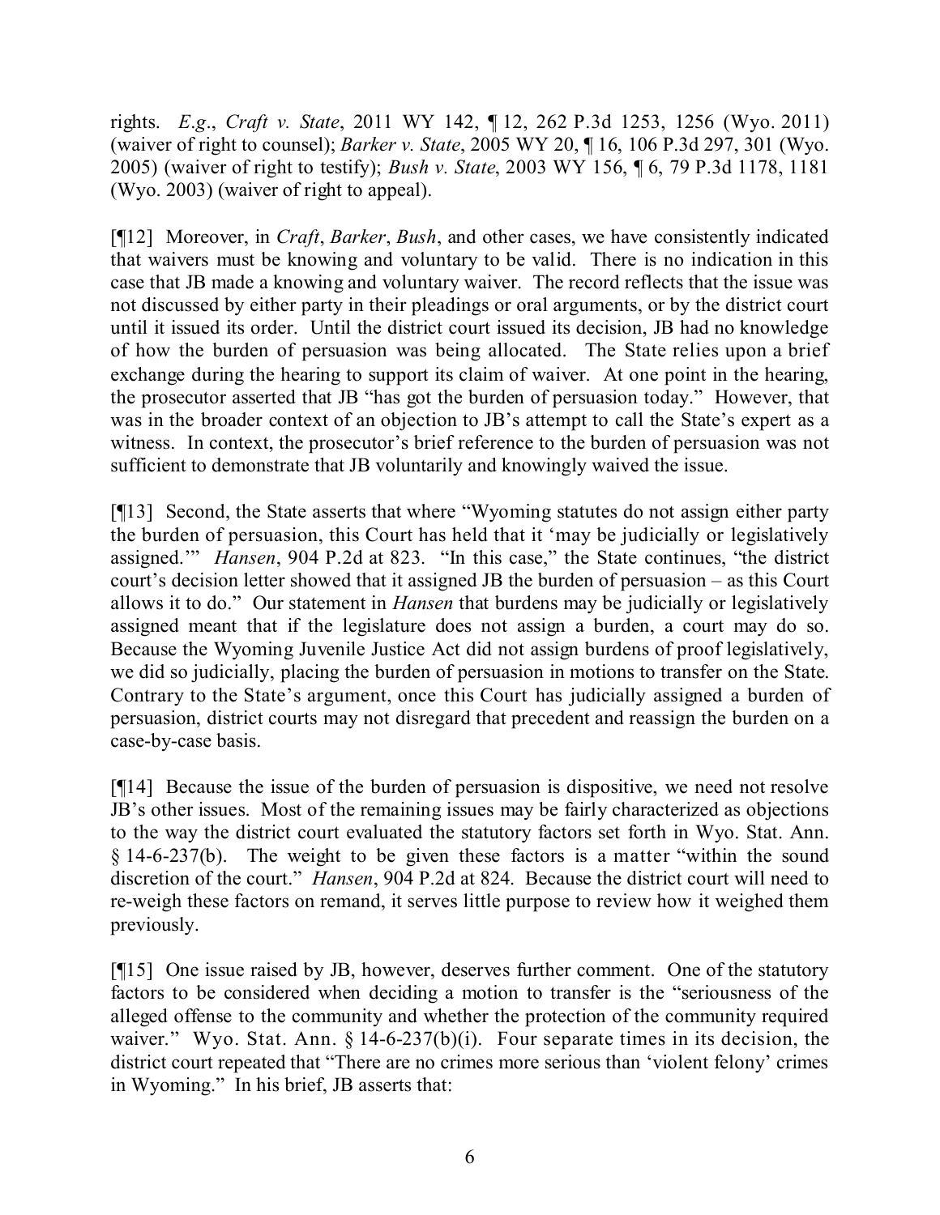rights. *E.g.*, *Craft v. State*, 2011 WY 142, ¶ 12, 262 P.3d 1253, 1256 (Wyo. 2011) (waiver of right to counsel); *Barker v. State*, 2005 WY 20, ¶ 16, 106 P.3d 297, 301 (Wyo. 2005) (waiver of right to testify); *Bush v. State*, 2003 WY 156, ¶ 6, 79 P.3d 1178, 1181 (Wyo. 2003) (waiver of right to appeal).

[¶12] Moreover, in *Craft*, *Barker*, *Bush*, and other cases, we have consistently indicated that waivers must be knowing and voluntary to be valid. There is no indication in this case that JB made a knowing and voluntary waiver. The record reflects that the issue was not discussed by either party in their pleadings or oral arguments, or by the district court until it issued its order. Until the district court issued its decision, JB had no knowledge of how the burden of persuasion was being allocated. The State relies upon a brief exchange during the hearing to support its claim of waiver. At one point in the hearing, the prosecutor asserted that JB "has got the burden of persuasion today." However, that was in the broader context of an objection to JB's attempt to call the State's expert as a witness. In context, the prosecutor's brief reference to the burden of persuasion was not sufficient to demonstrate that JB voluntarily and knowingly waived the issue.

[¶13] Second, the State asserts that where "Wyoming statutes do not assign either party the burden of persuasion, this Court has held that it 'may be judicially or legislatively assigned.'" *Hansen*, 904 P.2d at 823. "In this case," the State continues, "the district court's decision letter showed that it assigned JB the burden of persuasion – as this Court allows it to do." Our statement in *Hansen* that burdens may be judicially or legislatively assigned meant that if the legislature does not assign a burden, a court may do so. Because the Wyoming Juvenile Justice Act did not assign burdens of proof legislatively, we did so judicially, placing the burden of persuasion in motions to transfer on the State. Contrary to the State's argument, once this Court has judicially assigned a burden of persuasion, district courts may not disregard that precedent and reassign the burden on a case-by-case basis.

[¶14] Because the issue of the burden of persuasion is dispositive, we need not resolve JB's other issues. Most of the remaining issues may be fairly characterized as objections to the way the district court evaluated the statutory factors set forth in Wyo. Stat. Ann. § 14-6-237(b). The weight to be given these factors is a matter "within the sound discretion of the court." *Hansen*, 904 P.2d at 824. Because the district court will need to re-weigh these factors on remand, it serves little purpose to review how it weighed them previously.

[¶15] One issue raised by JB, however, deserves further comment. One of the statutory factors to be considered when deciding a motion to transfer is the "seriousness of the alleged offense to the community and whether the protection of the community required waiver." Wyo. Stat. Ann. § 14-6-237(b)(i). Four separate times in its decision, the district court repeated that "There are no crimes more serious than 'violent felony' crimes in Wyoming." In his brief, JB asserts that: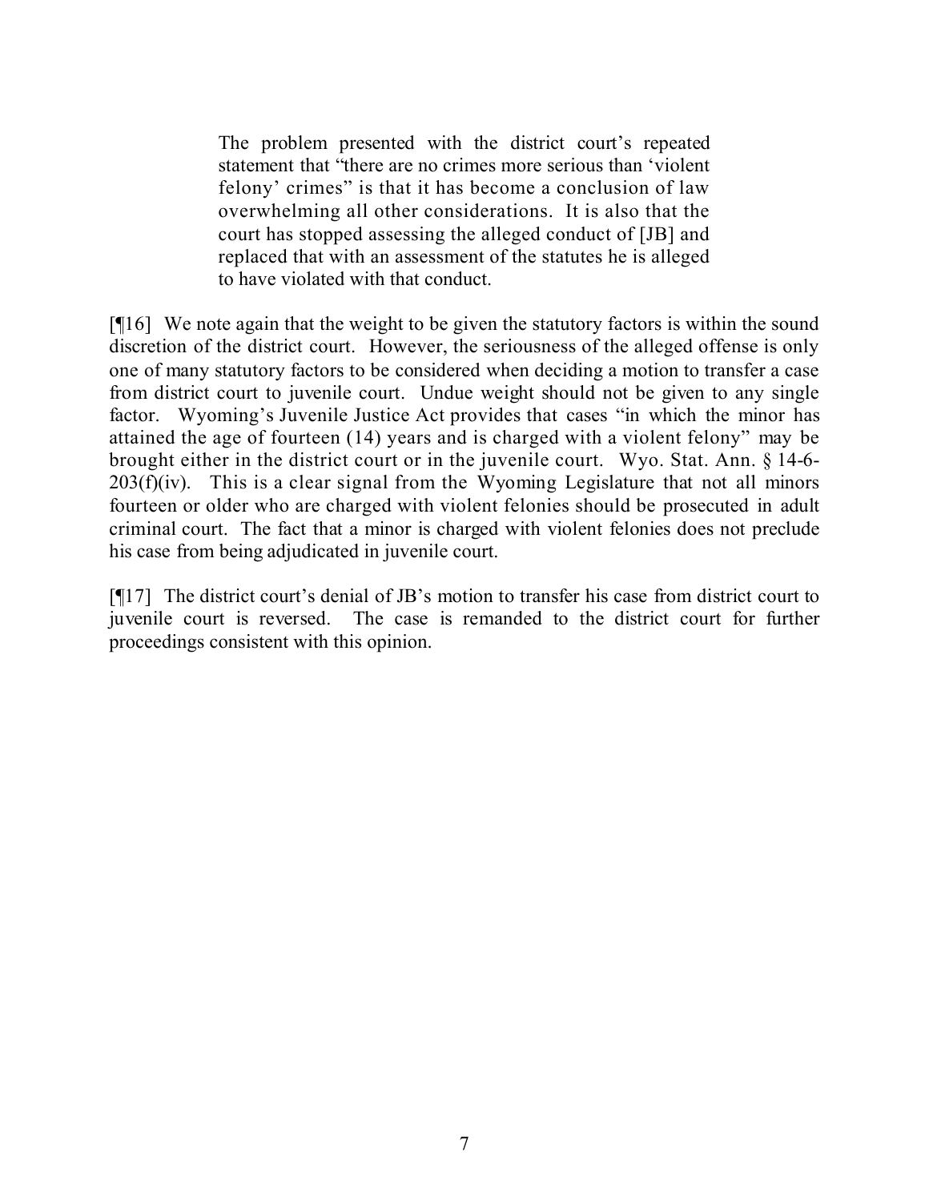> The problem presented with the district court's repeated statement that "there are no crimes more serious than 'violent felony' crimes" is that it has become a conclusion of law overwhelming all other considerations. It is also that the court has stopped assessing the alleged conduct of [JB] and replaced that with an assessment of the statutes he is alleged to have violated with that conduct.

[¶16] We note again that the weight to be given the statutory factors is within the sound discretion of the district court. However, the seriousness of the alleged offense is only one of many statutory factors to be considered when deciding a motion to transfer a case from district court to juvenile court. Undue weight should not be given to any single factor. Wyoming's Juvenile Justice Act provides that cases "in which the minor has attained the age of fourteen (14) years and is charged with a violent felony" may be brought either in the district court or in the juvenile court. Wyo. Stat. Ann. § 14-6-203(f)(iv). This is a clear signal from the Wyoming Legislature that not all minors fourteen or older who are charged with violent felonies should be prosecuted in adult criminal court. The fact that a minor is charged with violent felonies does not preclude his case from being adjudicated in juvenile court.

[¶17] The district court's denial of JB's motion to transfer his case from district court to juvenile court is reversed. The case is remanded to the district court for further proceedings consistent with this opinion.